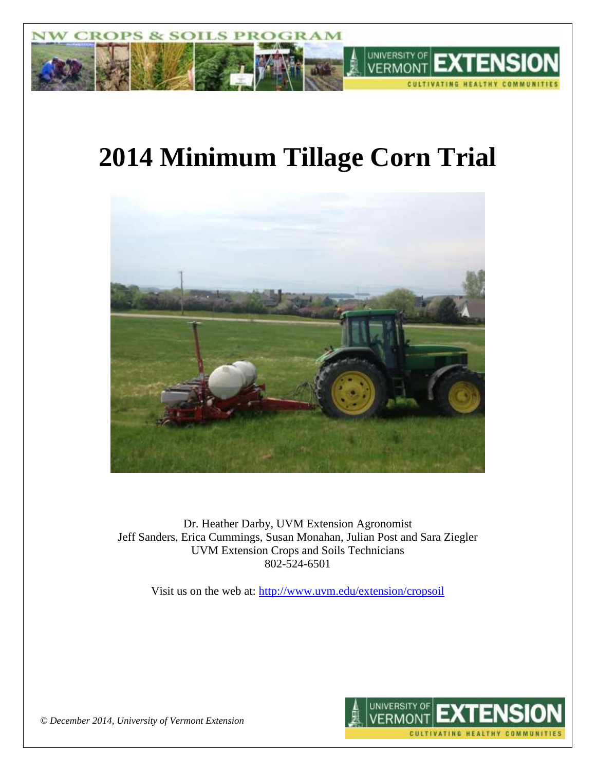# 2014 Minimum Tillage Corn Trial

Dr. Heather Darby, UVM Extension Agronomist
Jeff Sanders, Erica Cummings, Susan Monahan, Julian Post and Sara Ziegler
UVM Extension Crops and Soils Technicians
802-524-6501

Visit us on the web at: http://www.uvm.edu/extension/cropsoil

*© December 2014, University of Vermont Extension*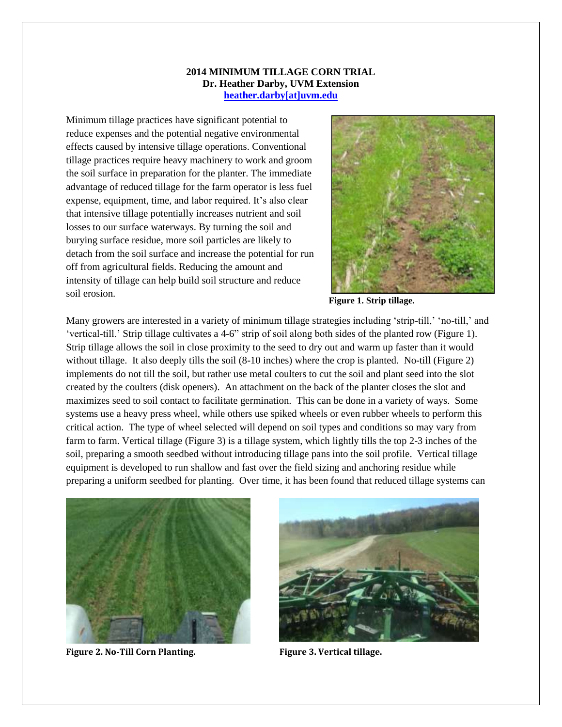**2014 MINIMUM TILLAGE CORN TRIAL**
**Dr. Heather Darby, UVM Extension**
**heather.darby[at]uvm.edu**

Minimum tillage practices have significant potential to reduce expenses and the potential negative environmental effects caused by intensive tillage operations. Conventional tillage practices require heavy machinery to work and groom the soil surface in preparation for the planter. The immediate advantage of reduced tillage for the farm operator is less fuel expense, equipment, time, and labor required. It's also clear that intensive tillage potentially increases nutrient and soil losses to our surface waterways. By turning the soil and burying surface residue, more soil particles are likely to detach from the soil surface and increase the potential for run off from agricultural fields. Reducing the amount and intensity of tillage can help build soil structure and reduce soil erosion.

**Figure 1. Strip tillage.**

Many growers are interested in a variety of minimum tillage strategies including 'strip-till,' 'no-till,' and 'vertical-till.' Strip tillage cultivates a 4-6" strip of soil along both sides of the planted row (Figure 1). Strip tillage allows the soil in close proximity to the seed to dry out and warm up faster than it would without tillage. It also deeply tills the soil (8-10 inches) where the crop is planted. No-till (Figure 2) implements do not till the soil, but rather use metal coulters to cut the soil and plant seed into the slot created by the coulters (disk openers). An attachment on the back of the planter closes the slot and maximizes seed to soil contact to facilitate germination. This can be done in a variety of ways. Some systems use a heavy press wheel, while others use spiked wheels or even rubber wheels to perform this critical action. The type of wheel selected will depend on soil types and conditions so may vary from farm to farm. Vertical tillage (Figure 3) is a tillage system, which lightly tills the top 2-3 inches of the soil, preparing a smooth seedbed without introducing tillage pans into the soil profile. Vertical tillage equipment is developed to run shallow and fast over the field sizing and anchoring residue while preparing a uniform seedbed for planting. Over time, it has been found that reduced tillage systems can

**Figure 2. No-Till Corn Planting.**

**Figure 3. Vertical tillage.**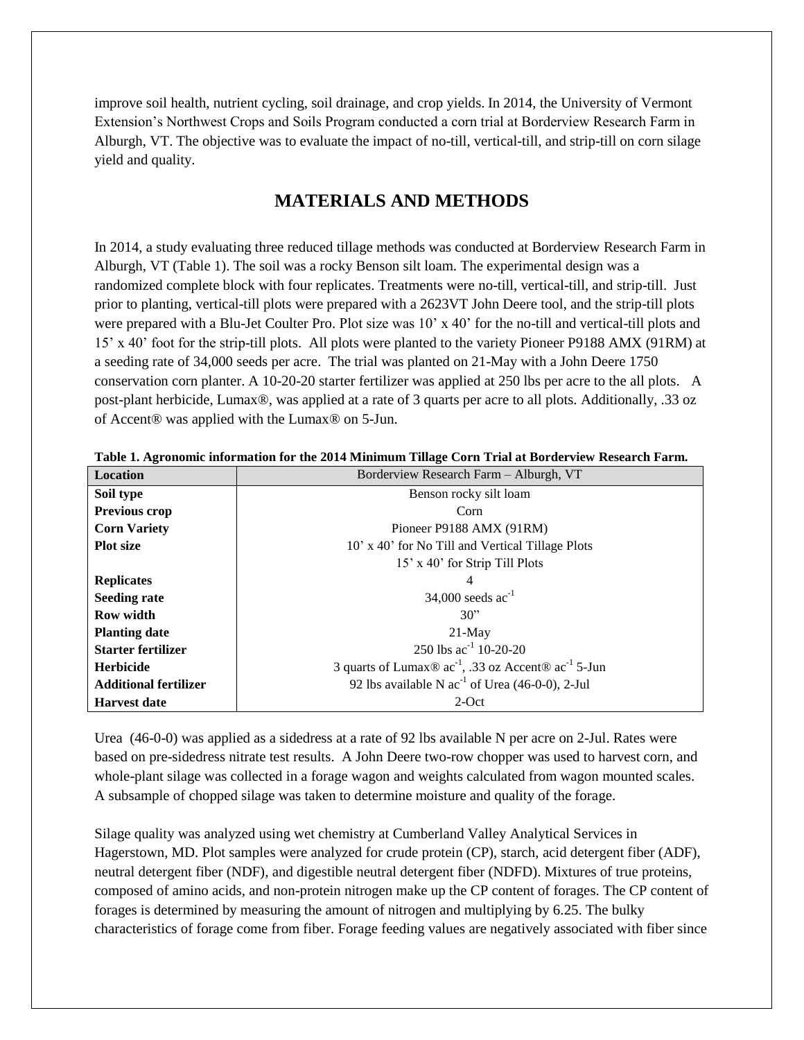improve soil health, nutrient cycling, soil drainage, and crop yields. In 2014, the University of Vermont Extension's Northwest Crops and Soils Program conducted a corn trial at Borderview Research Farm in Alburgh, VT. The objective was to evaluate the impact of no-till, vertical-till, and strip-till on corn silage yield and quality.

## MATERIALS AND METHODS

In 2014, a study evaluating three reduced tillage methods was conducted at Borderview Research Farm in Alburgh, VT (Table 1). The soil was a rocky Benson silt loam. The experimental design was a randomized complete block with four replicates. Treatments were no-till, vertical-till, and strip-till. Just prior to planting, vertical-till plots were prepared with a 2623VT John Deere tool, and the strip-till plots were prepared with a Blu-Jet Coulter Pro. Plot size was 10' x 40' for the no-till and vertical-till plots and 15' x 40' foot for the strip-till plots. All plots were planted to the variety Pioneer P9188 AMX (91RM) at a seeding rate of 34,000 seeds per acre. The trial was planted on 21-May with a John Deere 1750 conservation corn planter. A 10-20-20 starter fertilizer was applied at 250 lbs per acre to the all plots. A post-plant herbicide, Lumax®, was applied at a rate of 3 quarts per acre to all plots. Additionally, .33 oz of Accent® was applied with the Lumax® on 5-Jun.

**Table 1. Agronomic information for the 2014 Minimum Tillage Corn Trial at Borderview Research Farm.**

| Location | Borderview Research Farm – Alburgh, VT |
|---|---|
| **Soil type** | Benson rocky silt loam |
| **Previous crop** | Corn |
| **Corn Variety** | Pioneer P9188 AMX (91RM) |
| **Plot size** | 10' x 40' for No Till and Vertical Tillage Plots<br>15' x 40' for Strip Till Plots |
| **Replicates** | 4 |
| **Seeding rate** | 34,000 seeds ac$^{-1}$ |
| **Row width** | 30" |
| **Planting date** | 21-May |
| **Starter fertilizer** | 250 lbs ac$^{-1}$ 10-20-20 |
| **Herbicide** | 3 quarts of Lumax® ac$^{-1}$, .33 oz Accent® ac$^{-1}$ 5-Jun |
| **Additional fertilizer** | 92 lbs available N ac$^{-1}$ of Urea (46-0-0), 2-Jul |
| **Harvest date** | 2-Oct |

Urea (46-0-0) was applied as a sidedress at a rate of 92 lbs available N per acre on 2-Jul. Rates were based on pre-sidedress nitrate test results. A John Deere two-row chopper was used to harvest corn, and whole-plant silage was collected in a forage wagon and weights calculated from wagon mounted scales. A subsample of chopped silage was taken to determine moisture and quality of the forage.

Silage quality was analyzed using wet chemistry at Cumberland Valley Analytical Services in Hagerstown, MD. Plot samples were analyzed for crude protein (CP), starch, acid detergent fiber (ADF), neutral detergent fiber (NDF), and digestible neutral detergent fiber (NDFD). Mixtures of true proteins, composed of amino acids, and non-protein nitrogen make up the CP content of forages. The CP content of forages is determined by measuring the amount of nitrogen and multiplying by 6.25. The bulky characteristics of forage come from fiber. Forage feeding values are negatively associated with fiber since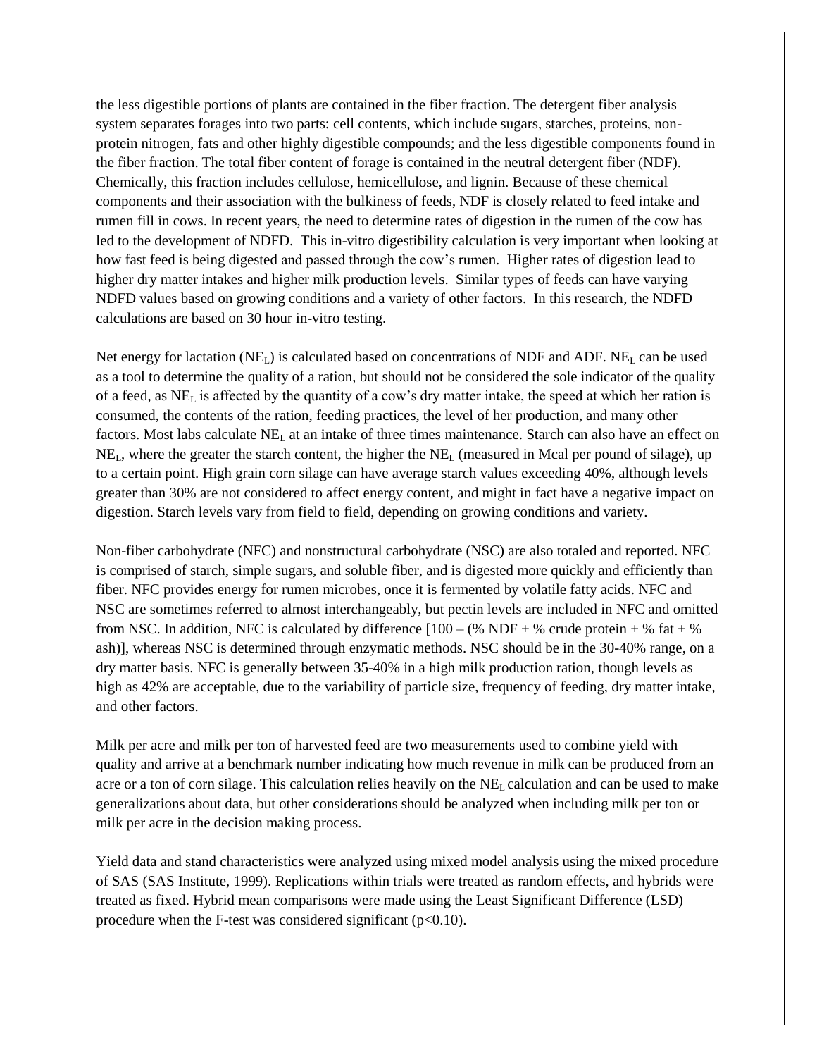the less digestible portions of plants are contained in the fiber fraction. The detergent fiber analysis system separates forages into two parts: cell contents, which include sugars, starches, proteins, non-protein nitrogen, fats and other highly digestible compounds; and the less digestible components found in the fiber fraction. The total fiber content of forage is contained in the neutral detergent fiber (NDF). Chemically, this fraction includes cellulose, hemicellulose, and lignin. Because of these chemical components and their association with the bulkiness of feeds, NDF is closely related to feed intake and rumen fill in cows. In recent years, the need to determine rates of digestion in the rumen of the cow has led to the development of NDFD. This in-vitro digestibility calculation is very important when looking at how fast feed is being digested and passed through the cow's rumen. Higher rates of digestion lead to higher dry matter intakes and higher milk production levels. Similar types of feeds can have varying NDFD values based on growing conditions and a variety of other factors. In this research, the NDFD calculations are based on 30 hour in-vitro testing.

Net energy for lactation ($NE_L$) is calculated based on concentrations of NDF and ADF. $NE_L$ can be used as a tool to determine the quality of a ration, but should not be considered the sole indicator of the quality of a feed, as $NE_L$ is affected by the quantity of a cow's dry matter intake, the speed at which her ration is consumed, the contents of the ration, feeding practices, the level of her production, and many other factors. Most labs calculate $NE_L$ at an intake of three times maintenance. Starch can also have an effect on $NE_L$, where the greater the starch content, the higher the $NE_L$ (measured in Mcal per pound of silage), up to a certain point. High grain corn silage can have average starch values exceeding 40%, although levels greater than 30% are not considered to affect energy content, and might in fact have a negative impact on digestion. Starch levels vary from field to field, depending on growing conditions and variety.

Non-fiber carbohydrate (NFC) and nonstructural carbohydrate (NSC) are also totaled and reported. NFC is comprised of starch, simple sugars, and soluble fiber, and is digested more quickly and efficiently than fiber. NFC provides energy for rumen microbes, once it is fermented by volatile fatty acids. NFC and NSC are sometimes referred to almost interchangeably, but pectin levels are included in NFC and omitted from NSC. In addition, NFC is calculated by difference [100 – (% NDF + % crude protein + % fat + % ash)], whereas NSC is determined through enzymatic methods. NSC should be in the 30-40% range, on a dry matter basis. NFC is generally between 35-40% in a high milk production ration, though levels as high as 42% are acceptable, due to the variability of particle size, frequency of feeding, dry matter intake, and other factors.

Milk per acre and milk per ton of harvested feed are two measurements used to combine yield with quality and arrive at a benchmark number indicating how much revenue in milk can be produced from an acre or a ton of corn silage. This calculation relies heavily on the $NE_L$ calculation and can be used to make generalizations about data, but other considerations should be analyzed when including milk per ton or milk per acre in the decision making process.

Yield data and stand characteristics were analyzed using mixed model analysis using the mixed procedure of SAS (SAS Institute, 1999). Replications within trials were treated as random effects, and hybrids were treated as fixed. Hybrid mean comparisons were made using the Least Significant Difference (LSD) procedure when the F-test was considered significant ($p<0.10$).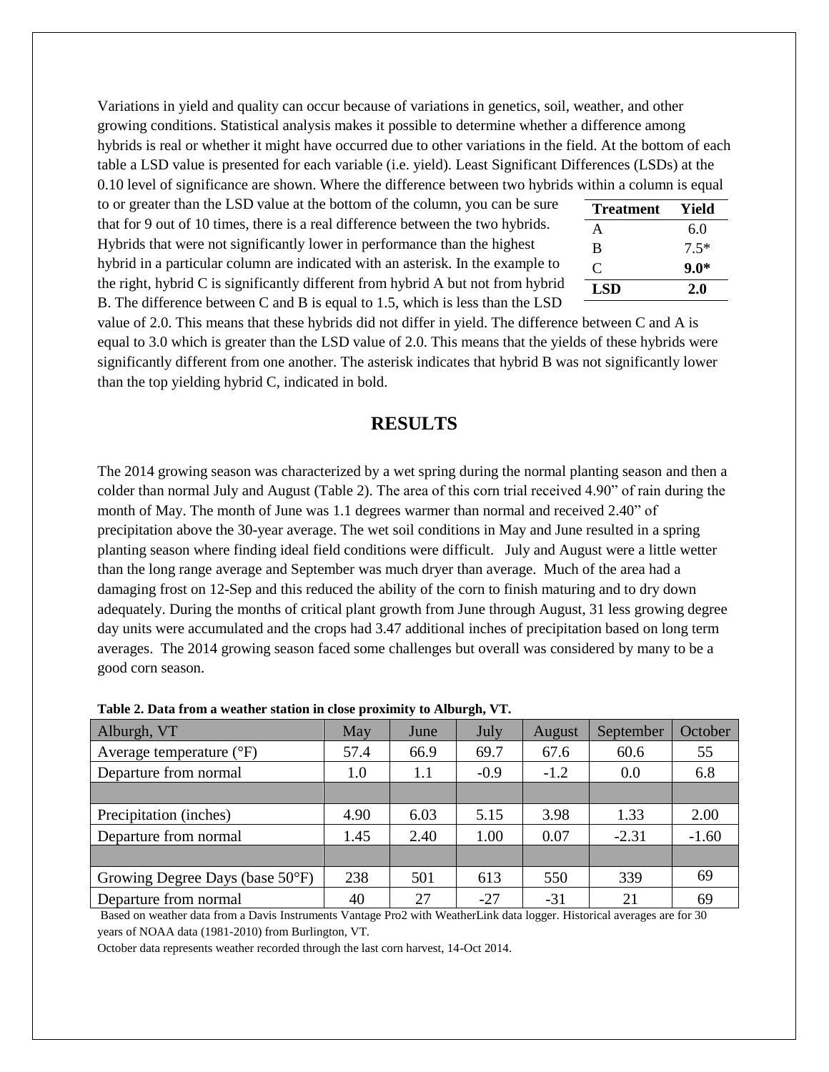Variations in yield and quality can occur because of variations in genetics, soil, weather, and other growing conditions. Statistical analysis makes it possible to determine whether a difference among hybrids is real or whether it might have occurred due to other variations in the field. At the bottom of each table a LSD value is presented for each variable (i.e. yield). Least Significant Differences (LSDs) at the 0.10 level of significance are shown. Where the difference between two hybrids within a column is equal to or greater than the LSD value at the bottom of the column, you can be sure that for 9 out of 10 times, there is a real difference between the two hybrids. Hybrids that were not significantly lower in performance than the highest hybrid in a particular column are indicated with an asterisk. In the example to the right, hybrid C is significantly different from hybrid A but not from hybrid B. The difference between C and B is equal to 1.5, which is less than the LSD value of 2.0. This means that these hybrids did not differ in yield. The difference between C and A is equal to 3.0 which is greater than the LSD value of 2.0. This means that the yields of these hybrids were significantly different from one another. The asterisk indicates that hybrid B was not significantly lower than the top yielding hybrid C, indicated in bold.

| Treatment | Yield |
|---|---|
| A | 6.0 |
| B | 7.5* |
| C | **9.0*** |
| **LSD** | **2.0** |

## RESULTS

The 2014 growing season was characterized by a wet spring during the normal planting season and then a colder than normal July and August (Table 2). The area of this corn trial received 4.90" of rain during the month of May. The month of June was 1.1 degrees warmer than normal and received 2.40" of precipitation above the 30-year average. The wet soil conditions in May and June resulted in a spring planting season where finding ideal field conditions were difficult. July and August were a little wetter than the long range average and September was much dryer than average. Much of the area had a damaging frost on 12-Sep and this reduced the ability of the corn to finish maturing and to dry down adequately. During the months of critical plant growth from June through August, 31 less growing degree day units were accumulated and the crops had 3.47 additional inches of precipitation based on long term averages. The 2014 growing season faced some challenges but overall was considered by many to be a good corn season.

**Table 2. Data from a weather station in close proximity to Alburgh, VT.**

| Alburgh, VT | May | June | July | August | September | October |
|---|---|---|---|---|---|---|
| Average temperature (°F) | 57.4 | 66.9 | 69.7 | 67.6 | 60.6 | 55 |
| Departure from normal | 1.0 | 1.1 | -0.9 | -1.2 | 0.0 | 6.8 |
| | | | | | | |
| Precipitation (inches) | 4.90 | 6.03 | 5.15 | 3.98 | 1.33 | 2.00 |
| Departure from normal | 1.45 | 2.40 | 1.00 | 0.07 | -2.31 | -1.60 |
| | | | | | | |
| Growing Degree Days (base 50°F) | 238 | 501 | 613 | 550 | 339 | 69 |
| Departure from normal | 40 | 27 | -27 | -31 | 21 | 69 |

Based on weather data from a Davis Instruments Vantage Pro2 with WeatherLink data logger. Historical averages are for 30 years of NOAA data (1981-2010) from Burlington, VT.

October data represents weather recorded through the last corn harvest, 14-Oct 2014.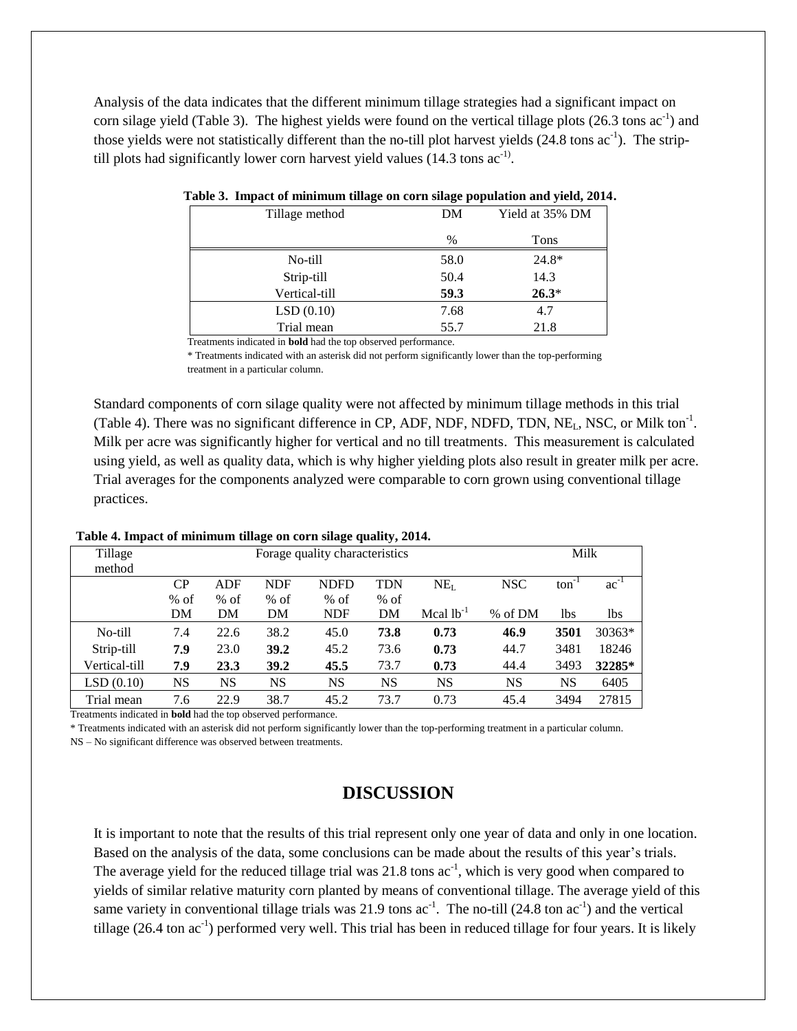Analysis of the data indicates that the different minimum tillage strategies had a significant impact on corn silage yield (Table 3). The highest yields were found on the vertical tillage plots (26.3 tons $ac^{-1}$) and those yields were not statistically different than the no-till plot harvest yields (24.8 tons $ac^{-1}$). The strip-till plots had significantly lower corn harvest yield values (14.3 tons $ac^{-1)}$.

**Table 3. Impact of minimum tillage on corn silage population and yield, 2014.**

| Tillage method | DM | Yield at 35% DM |
|---|---|---|
| | % | Tons |
| No-till | 58.0 | 24.8* |
| Strip-till | 50.4 | 14.3 |
| Vertical-till | **59.3** | **26.3***|
| LSD (0.10) | 7.68 | 4.7 |
| Trial mean | 55.7 | 21.8 |

Treatments indicated in **bold** had the top observed performance.

* Treatments indicated with an asterisk did not perform significantly lower than the top-performing treatment in a particular column.

Standard components of corn silage quality were not affected by minimum tillage methods in this trial (Table 4). There was no significant difference in CP, ADF, NDF, NDFD, TDN, $NE_L$, NSC, or Milk $ton^{-1}$. Milk per acre was significantly higher for vertical and no till treatments. This measurement is calculated using yield, as well as quality data, which is why higher yielding plots also result in greater milk per acre. Trial averages for the components analyzed were comparable to corn grown using conventional tillage practices.

**Table 4. Impact of minimum tillage on corn silage quality, 2014.**

| Tillage method | Forage quality characteristics | | | | | | | Milk | |
|---|---|---|---|---|---|---|---|---|---|
| | CP | ADF | NDF | NDFD | TDN | $NE_L$ | NSC | $ton^{-1}$ | $ac^{-1}$ |
| | % of DM | % of DM | % of DM | % of NDF | % of DM | Mcal $lb^{-1}$ | % of DM | lbs | lbs |
| No-till | 7.4 | 22.6 | 38.2 | 45.0 | **73.8** | **0.73** | **46.9** | **3501** | 30363* |
| Strip-till | **7.9** | 23.0 | **39.2** | 45.2 | 73.6 | **0.73** | 44.7 | 3481 | 18246 |
| Vertical-till | **7.9** | **23.3** | **39.2** | **45.5** | 73.7 | **0.73** | 44.4 | 3493 | **32285*** |
| LSD (0.10) | NS | NS | NS | NS | NS | NS | NS | NS | 6405 |
| Trial mean | 7.6 | 22.9 | 38.7 | 45.2 | 73.7 | 0.73 | 45.4 | 3494 | 27815 |

Treatments indicated in **bold** had the top observed performance.

* Treatments indicated with an asterisk did not perform significantly lower than the top-performing treatment in a particular column.

NS – No significant difference was observed between treatments.

## DISCUSSION

It is important to note that the results of this trial represent only one year of data and only in one location. Based on the analysis of the data, some conclusions can be made about the results of this year's trials. The average yield for the reduced tillage trial was 21.8 tons $ac^{-1}$, which is very good when compared to yields of similar relative maturity corn planted by means of conventional tillage. The average yield of this same variety in conventional tillage trials was 21.9 tons $ac^{-1}$. The no-till (24.8 ton $ac^{-1}$) and the vertical tillage (26.4 ton $ac^{-1}$) performed very well. This trial has been in reduced tillage for four years. It is likely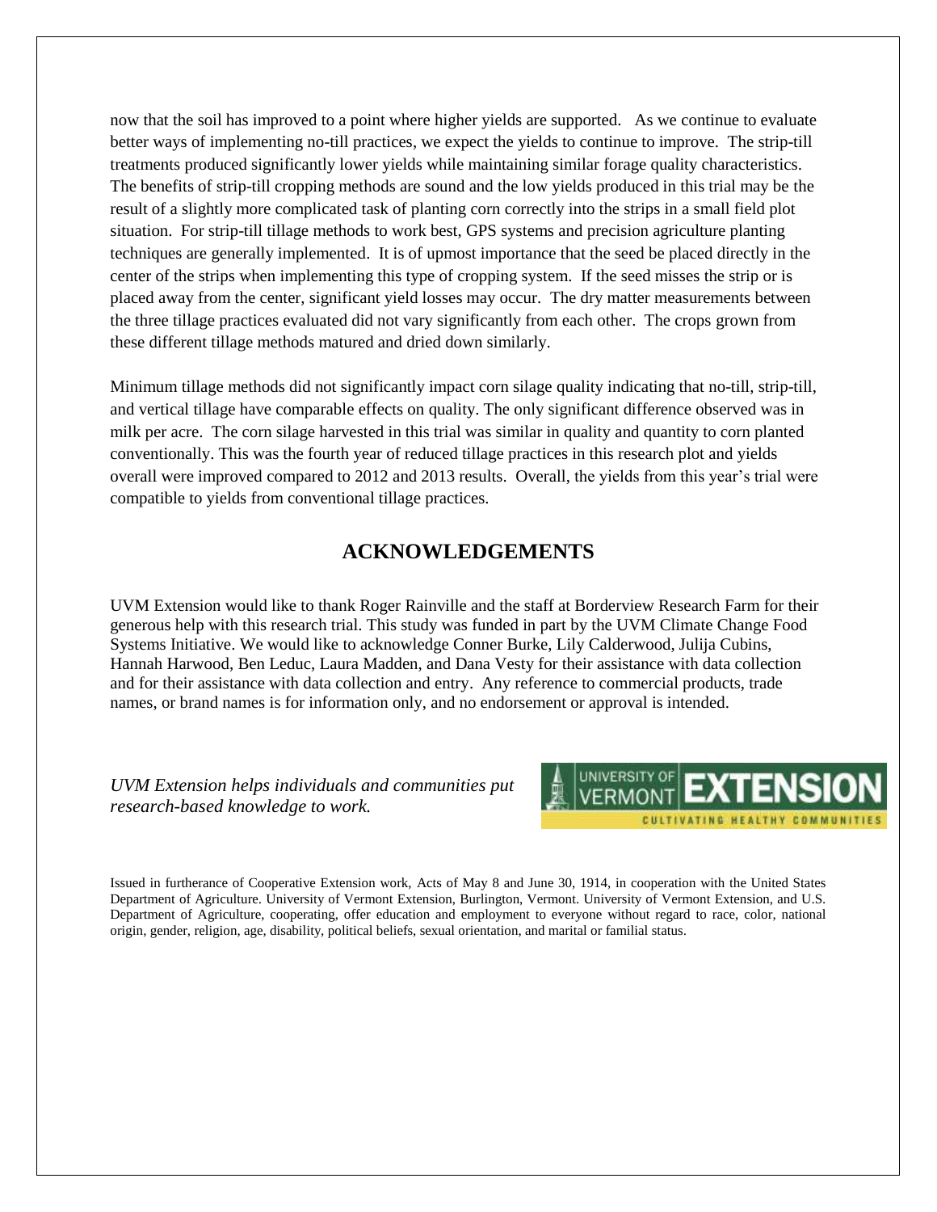now that the soil has improved to a point where higher yields are supported. As we continue to evaluate better ways of implementing no-till practices, we expect the yields to continue to improve. The strip-till treatments produced significantly lower yields while maintaining similar forage quality characteristics. The benefits of strip-till cropping methods are sound and the low yields produced in this trial may be the result of a slightly more complicated task of planting corn correctly into the strips in a small field plot situation. For strip-till tillage methods to work best, GPS systems and precision agriculture planting techniques are generally implemented. It is of upmost importance that the seed be placed directly in the center of the strips when implementing this type of cropping system. If the seed misses the strip or is placed away from the center, significant yield losses may occur. The dry matter measurements between the three tillage practices evaluated did not vary significantly from each other. The crops grown from these different tillage methods matured and dried down similarly.

Minimum tillage methods did not significantly impact corn silage quality indicating that no-till, strip-till, and vertical tillage have comparable effects on quality. The only significant difference observed was in milk per acre. The corn silage harvested in this trial was similar in quality and quantity to corn planted conventionally. This was the fourth year of reduced tillage practices in this research plot and yields overall were improved compared to 2012 and 2013 results. Overall, the yields from this year's trial were compatible to yields from conventional tillage practices.

## ACKNOWLEDGEMENTS

UVM Extension would like to thank Roger Rainville and the staff at Borderview Research Farm for their generous help with this research trial. This study was funded in part by the UVM Climate Change Food Systems Initiative. We would like to acknowledge Conner Burke, Lily Calderwood, Julija Cubins, Hannah Harwood, Ben Leduc, Laura Madden, and Dana Vesty for their assistance with data collection and for their assistance with data collection and entry. Any reference to commercial products, trade names, or brand names is for information only, and no endorsement or approval is intended.

*UVM Extension helps individuals and communities put research-based knowledge to work.*

UNIVERSITY OF VERMONT EXTENSION
CULTIVATING HEALTHY COMMUNITIES

Issued in furtherance of Cooperative Extension work, Acts of May 8 and June 30, 1914, in cooperation with the United States Department of Agriculture. University of Vermont Extension, Burlington, Vermont. University of Vermont Extension, and U.S. Department of Agriculture, cooperating, offer education and employment to everyone without regard to race, color, national origin, gender, religion, age, disability, political beliefs, sexual orientation, and marital or familial status.